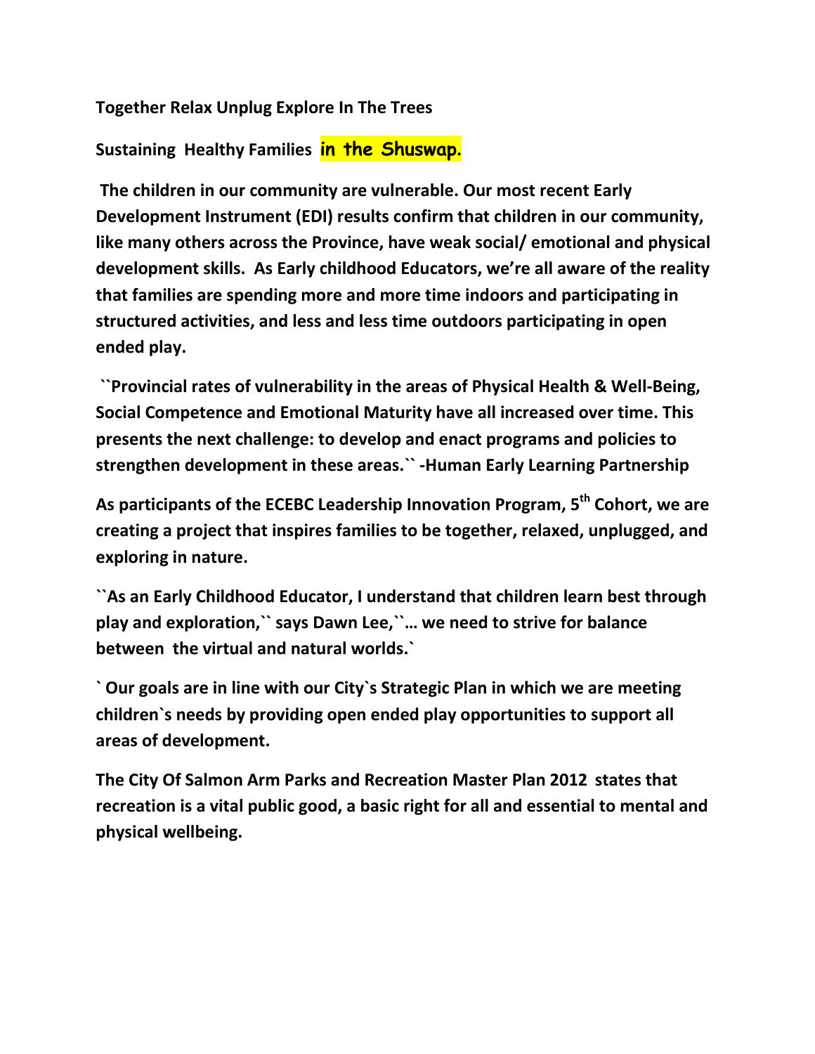**Together Relax Unplug Explore In The Trees**

**Sustaining Healthy Families in the Shuswap.**

**The children in our community are vulnerable. Our most recent Early Development Instrument (EDI) results confirm that children in our community, like many others across the Province, have weak social/ emotional and physical development skills. As Early childhood Educators, we're all aware of the reality that families are spending more and more time indoors and participating in structured activities, and less and less time outdoors participating in open ended play.**

**``Provincial rates of vulnerability in the areas of Physical Health & Well-Being, Social Competence and Emotional Maturity have all increased over time. This presents the next challenge: to develop and enact programs and policies to strengthen development in these areas.`` -Human Early Learning Partnership**

**As participants of the ECEBC Leadership Innovation Program, 5th Cohort, we are creating a project that inspires families to be together, relaxed, unplugged, and exploring in nature.**

**``As an Early Childhood Educator, I understand that children learn best through play and exploration,`` says Dawn Lee,``… we need to strive for balance between the virtual and natural worlds.`**

**` Our goals are in line with our City`s Strategic Plan in which we are meeting children`s needs by providing open ended play opportunities to support all areas of development.**

**The City Of Salmon Arm Parks and Recreation Master Plan 2012 states that recreation is a vital public good, a basic right for all and essential to mental and physical wellbeing.**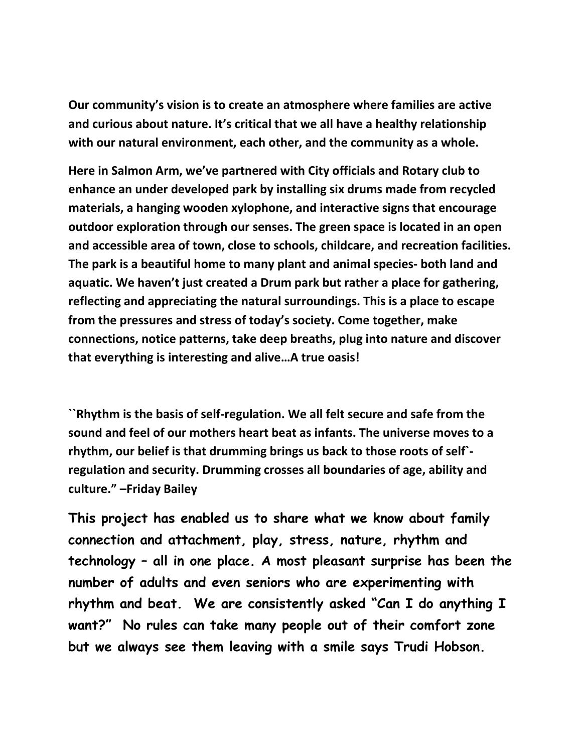**Our community's vision is to create an atmosphere where families are active and curious about nature. It's critical that we all have a healthy relationship with our natural environment, each other, and the community as a whole.**

**Here in Salmon Arm, we've partnered with City officials and Rotary club to enhance an under developed park by installing six drums made from recycled materials, a hanging wooden xylophone, and interactive signs that encourage outdoor exploration through our senses. The green space is located in an open and accessible area of town, close to schools, childcare, and recreation facilities. The park is a beautiful home to many plant and animal species- both land and aquatic. We haven't just created a Drum park but rather a place for gathering, reflecting and appreciating the natural surroundings. This is a place to escape from the pressures and stress of today's society. Come together, make connections, notice patterns, take deep breaths, plug into nature and discover that everything is interesting and alive…A true oasis!**

**``Rhythm is the basis of self-regulation. We all felt secure and safe from the sound and feel of our mothers heart beat as infants. The universe moves to a rhythm, our belief is that drumming brings us back to those roots of self`-regulation and security. Drumming crosses all boundaries of age, ability and culture." –Friday Bailey**

**This project has enabled us to share what we know about family connection and attachment, play, stress, nature, rhythm and technology – all in one place. A most pleasant surprise has been the number of adults and even seniors who are experimenting with rhythm and beat. We are consistently asked "Can I do anything I want?" No rules can take many people out of their comfort zone but we always see them leaving with a smile says Trudi Hobson.**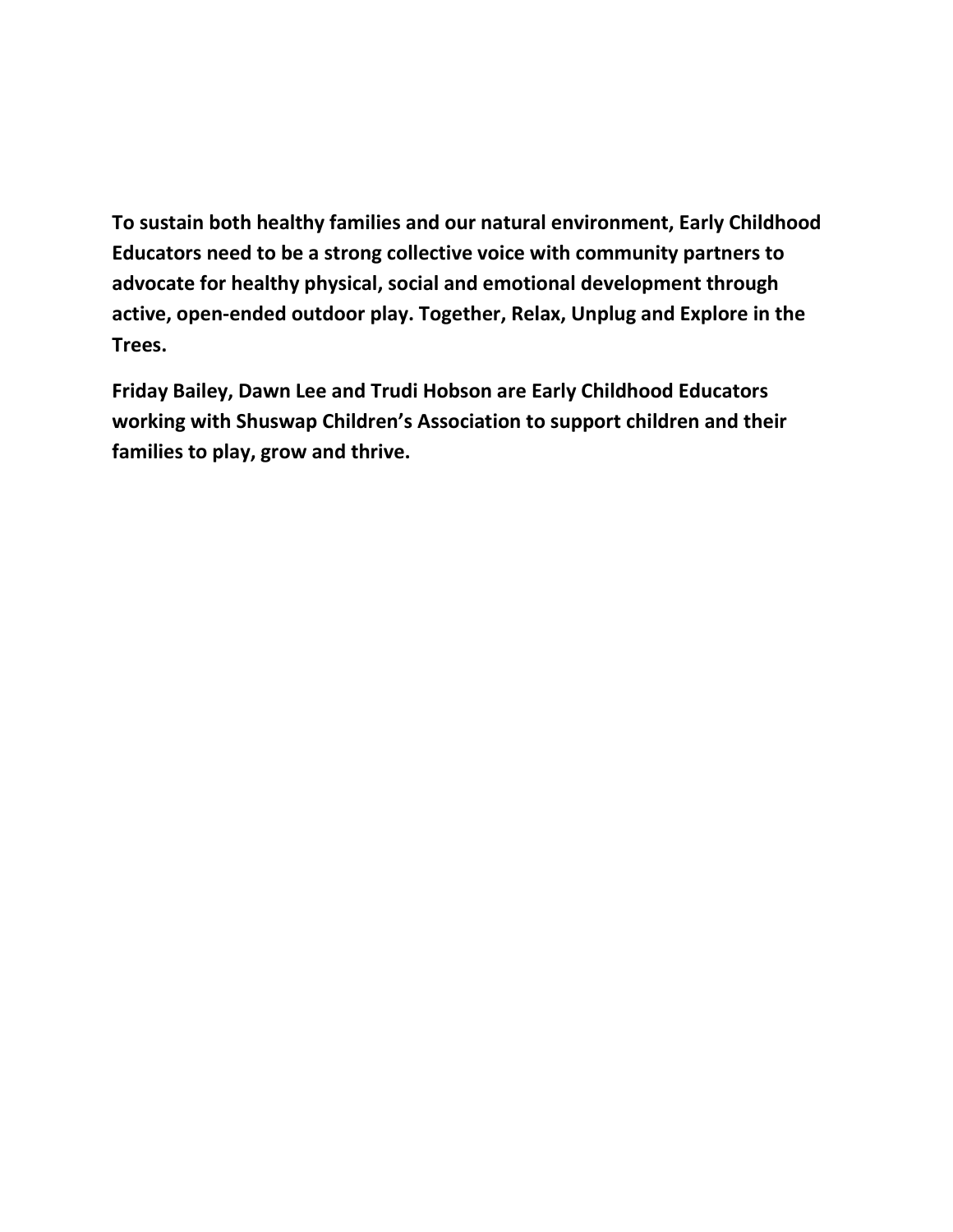**To sustain both healthy families and our natural environment, Early Childhood Educators need to be a strong collective voice with community partners to advocate for healthy physical, social and emotional development through active, open-ended outdoor play. Together, Relax, Unplug and Explore in the Trees.**

**Friday Bailey, Dawn Lee and Trudi Hobson are Early Childhood Educators working with Shuswap Children's Association to support children and their families to play, grow and thrive.**